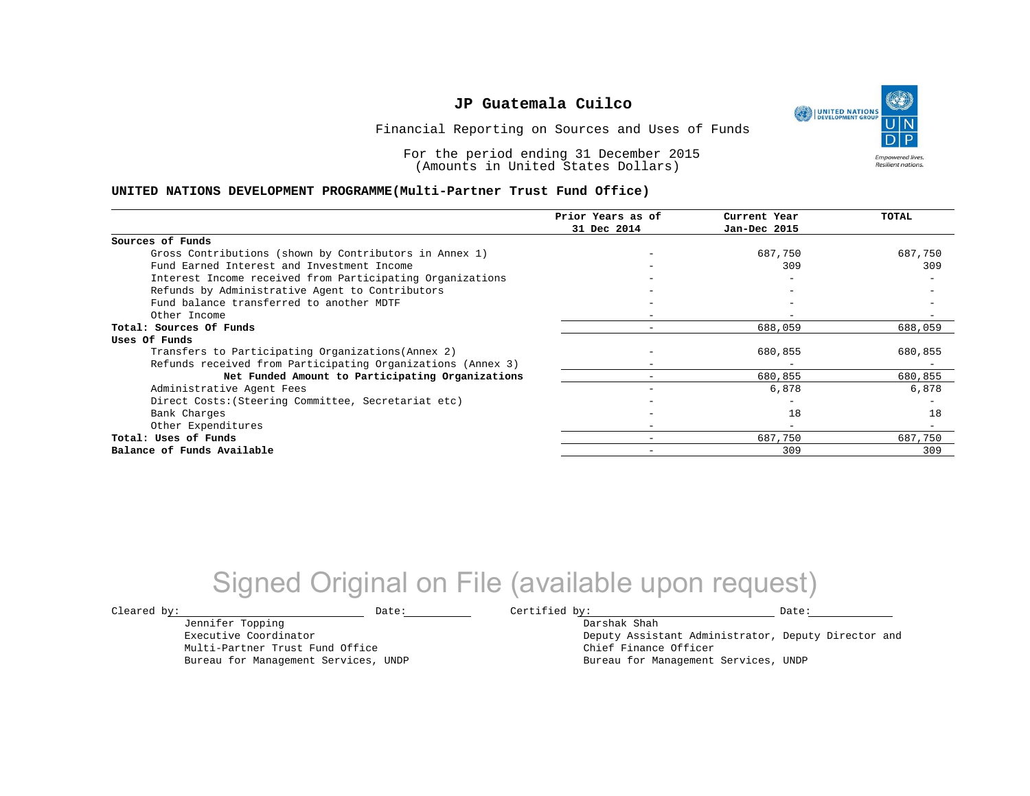# JP Guatemala Cuilco

Financial Reporting on Sources and Uses of Funds

For the period ending 31 December 2015
(Amounts in United States Dollars)

**UNITED NATIONS DEVELOPMENT PROGRAMME(Multi-Partner Trust Fund Office)**

| | Prior Years as of 31 Dec 2014 | Current Year Jan-Dec 2015 | TOTAL |
|---|---|---|---|
| **Sources of Funds** | | | |
| Gross Contributions (shown by Contributors in Annex 1) | - | 687,750 | 687,750 |
| Fund Earned Interest and Investment Income | - | 309 | 309 |
| Interest Income received from Participating Organizations | - | - | - |
| Refunds by Administrative Agent to Contributors | - | - | - |
| Fund balance transferred to another MDTF | - | - | - |
| Other Income | - | - | - |
| **Total: Sources Of Funds** | - | 688,059 | 688,059 |
| **Uses Of Funds** | | | |
| Transfers to Participating Organizations(Annex 2) | - | 680,855 | 680,855 |
| Refunds received from Participating Organizations (Annex 3) | - | - | - |
| **Net Funded Amount to Participating Organizations** | - | 680,855 | 680,855 |
| Administrative Agent Fees | - | 6,878 | 6,878 |
| Direct Costs:(Steering Committee, Secretariat etc) | - | - | - |
| Bank Charges | - | 18 | 18 |
| Other Expenditures | - | - | - |
| **Total: Uses of Funds** | - | 687,750 | 687,750 |
| **Balance of Funds Available** | - | 309 | 309 |

Signed Original on File (available upon request)

Cleared by: ____________________ Date: __________

Jennifer Topping
Executive Coordinator
Multi-Partner Trust Fund Office
Bureau for Management Services, UNDP

Certified by: ____________________ Date: __________

Darshak Shah
Deputy Assistant Administrator, Deputy Director and
Chief Finance Officer
Bureau for Management Services, UNDP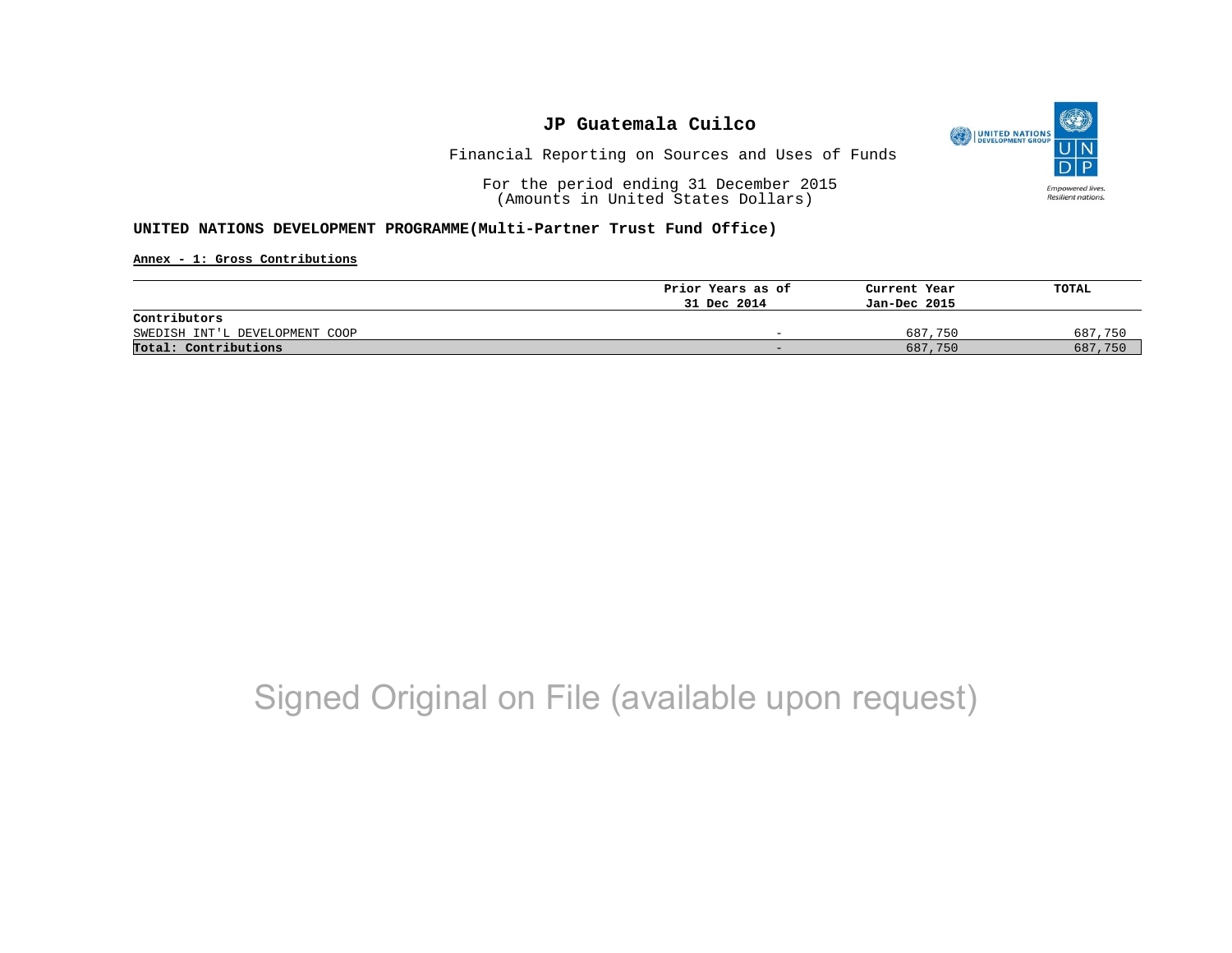# JP Guatemala Cuilco

Financial Reporting on Sources and Uses of Funds

For the period ending 31 December 2015
(Amounts in United States Dollars)

**UNITED NATIONS DEVELOPMENT PROGRAMME(Multi-Partner Trust Fund Office)**

**Annex - 1: Gross Contributions**

| | Prior Years as of 31 Dec 2014 | Current Year Jan-Dec 2015 | TOTAL |
|---|---|---|---|
| **Contributors** | | | |
| SWEDISH INT'L DEVELOPMENT COOP | - | 687,750 | 687,750 |
| **Total: Contributions** | - | 687,750 | 687,750 |

Signed Original on File (available upon request)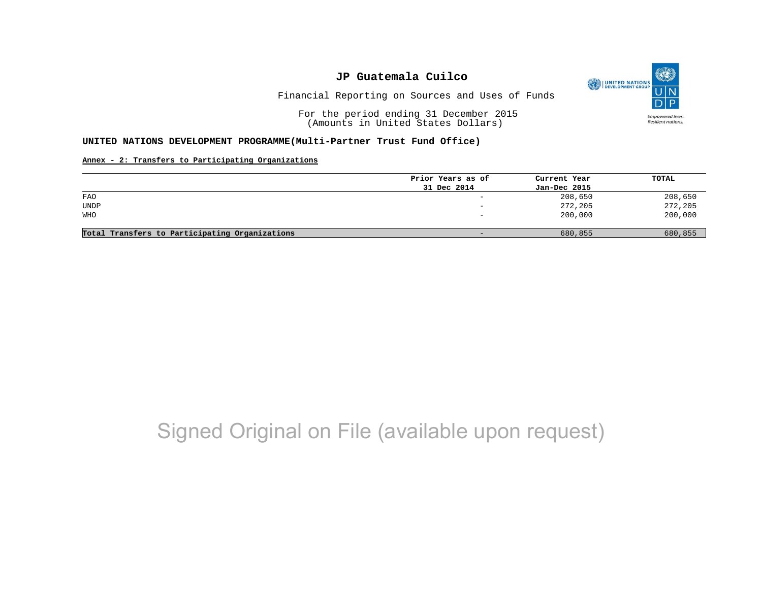# JP Guatemala Cuilco

Financial Reporting on Sources and Uses of Funds

For the period ending 31 December 2015
(Amounts in United States Dollars)

**UNITED NATIONS DEVELOPMENT PROGRAMME(Multi-Partner Trust Fund Office)**

**Annex - 2: Transfers to Participating Organizations**

| | Prior Years as of 31 Dec 2014 | Current Year Jan-Dec 2015 | TOTAL |
|---|---|---|---|
| FAO | - | 208,650 | 208,650 |
| UNDP | - | 272,205 | 272,205 |
| WHO | - | 200,000 | 200,000 |
| **Total Transfers to Participating Organizations** | - | 680,855 | 680,855 |

Signed Original on File (available upon request)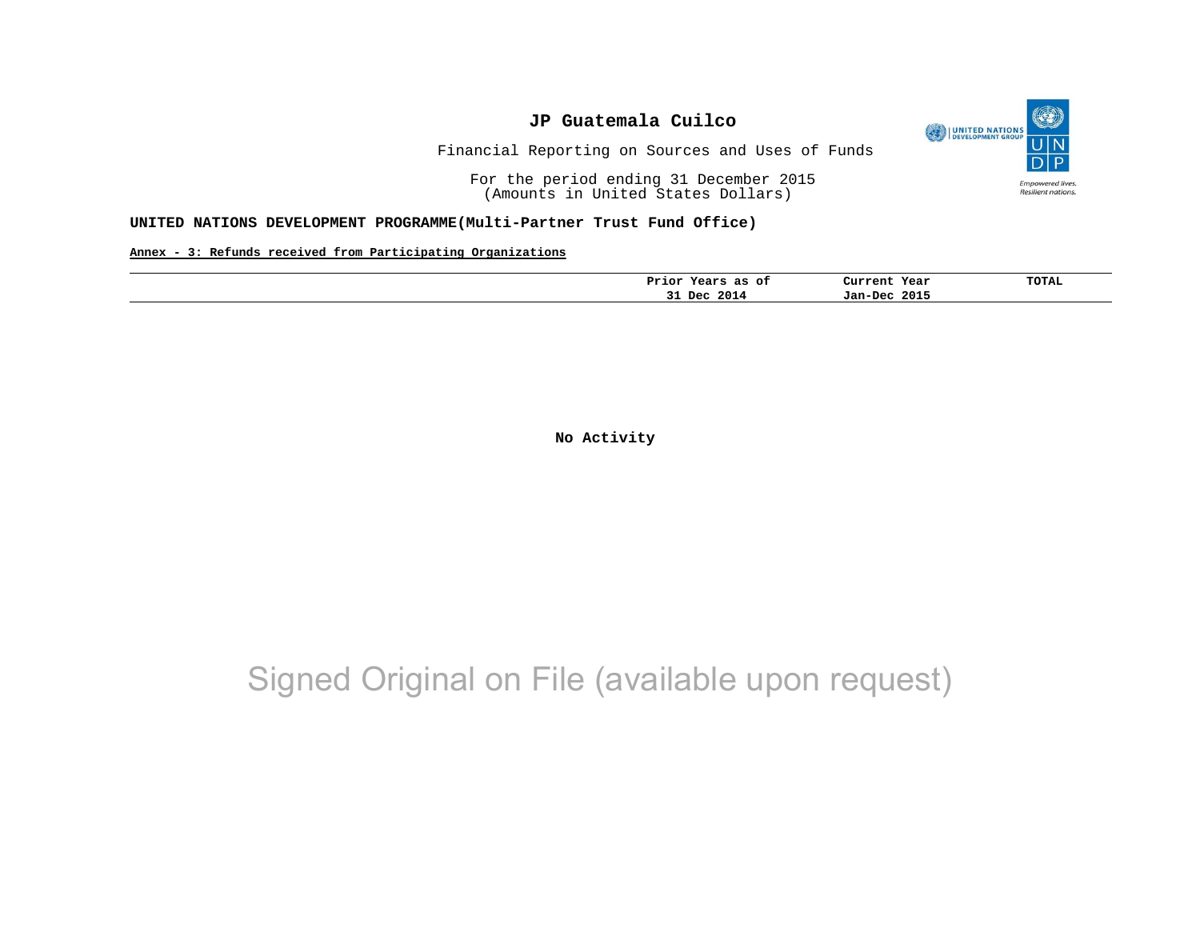# JP Guatemala Cuilco

Financial Reporting on Sources and Uses of Funds

For the period ending 31 December 2015
(Amounts in United States Dollars)

**UNITED NATIONS DEVELOPMENT PROGRAMME(Multi-Partner Trust Fund Office)**

**Annex - 3: Refunds received from Participating Organizations**

| | Prior Years as of 31 Dec 2014 | Current Year Jan-Dec 2015 | TOTAL |
|---|---|---|---|

**No Activity**

Signed Original on File (available upon request)